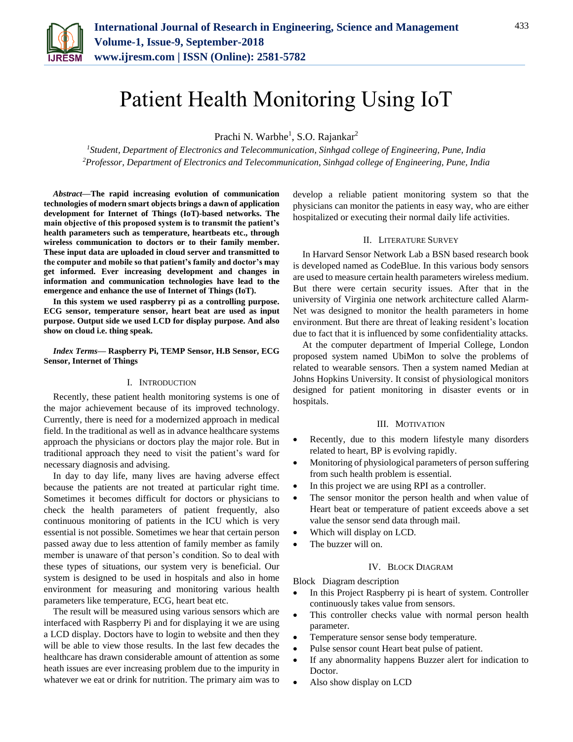# Patient Health Monitoring Using IoT

Prachi N. Warbhe[1], S.O. Rajankar[2]

[1]*Student, Department of Electronics and Telecommunication, Sinhgad college of Engineering, Pune, India*
[2]*Professor, Department of Electronics and Telecommunication, Sinhgad college of Engineering, Pune, India*

***Abstract*—The rapid increasing evolution of communication technologies of modern smart objects brings a dawn of application development for Internet of Things (IoT)-based networks. The main objective of this proposed system is to transmit the patient's health parameters such as temperature, heartbeats etc., through wireless communication to doctors or to their family member. These input data are uploaded in cloud server and transmitted to the computer and mobile so that patient's family and doctor's may get informed. Ever increasing development and changes in information and communication technologies have lead to the emergence and enhance the use of Internet of Things (IoT).**

**In this system we used raspberry pi as a controlling purpose. ECG sensor, temperature sensor, heart beat are used as input purpose. Output side we used LCD for display purpose. And also show on cloud i.e. thing speak.**

***Index Terms*— Raspberry Pi, TEMP Sensor, H.B Sensor, ECG Sensor, Internet of Things**

## I. Introduction

Recently, these patient health monitoring systems is one of the major achievement because of its improved technology. Currently, there is need for a modernized approach in medical field. In the traditional as well as in advance healthcare systems approach the physicians or doctors play the major role. But in traditional approach they need to visit the patient's ward for necessary diagnosis and advising.

In day to day life, many lives are having adverse effect because the patients are not treated at particular right time. Sometimes it becomes difficult for doctors or physicians to check the health parameters of patient frequently, also continuous monitoring of patients in the ICU which is very essential is not possible. Sometimes we hear that certain person passed away due to less attention of family member as family member is unaware of that person's condition. So to deal with these types of situations, our system very is beneficial. Our system is designed to be used in hospitals and also in home environment for measuring and monitoring various health parameters like temperature, ECG, heart beat etc.

The result will be measured using various sensors which are interfaced with Raspberry Pi and for displaying it we are using a LCD display. Doctors have to login to website and then they will be able to view those results. In the last few decades the healthcare has drawn considerable amount of attention as some heath issues are ever increasing problem due to the impurity in whatever we eat or drink for nutrition. The primary aim was to develop a reliable patient monitoring system so that the physicians can monitor the patients in easy way, who are either hospitalized or executing their normal daily life activities.

## II. Literature Survey

In Harvard Sensor Network Lab a BSN based research book is developed named as CodeBlue. In this various body sensors are used to measure certain health parameters wireless medium. But there were certain security issues. After that in the university of Virginia one network architecture called Alarm-Net was designed to monitor the health parameters in home environment. But there are threat of leaking resident's location due to fact that it is influenced by some confidentiality attacks.

At the computer department of Imperial College, London proposed system named UbiMon to solve the problems of related to wearable sensors. Then a system named Median at Johns Hopkins University. It consist of physiological monitors designed for patient monitoring in disaster events or in hospitals.

## III. Motivation

- Recently, due to this modern lifestyle many disorders related to heart, BP is evolving rapidly.
- Monitoring of physiological parameters of person suffering from such health problem is essential.
- In this project we are using RPI as a controller.
- The sensor monitor the person health and when value of Heart beat or temperature of patient exceeds above a set value the sensor send data through mail.
- Which will display on LCD.
- The buzzer will on.

## IV. Block Diagram

Block Diagram description

- In this Project Raspberry pi is heart of system. Controller continuously takes value from sensors.
- This controller checks value with normal person health parameter.
- Temperature sensor sense body temperature.
- Pulse sensor count Heart beat pulse of patient.
- If any abnormality happens Buzzer alert for indication to Doctor.
- Also show display on LCD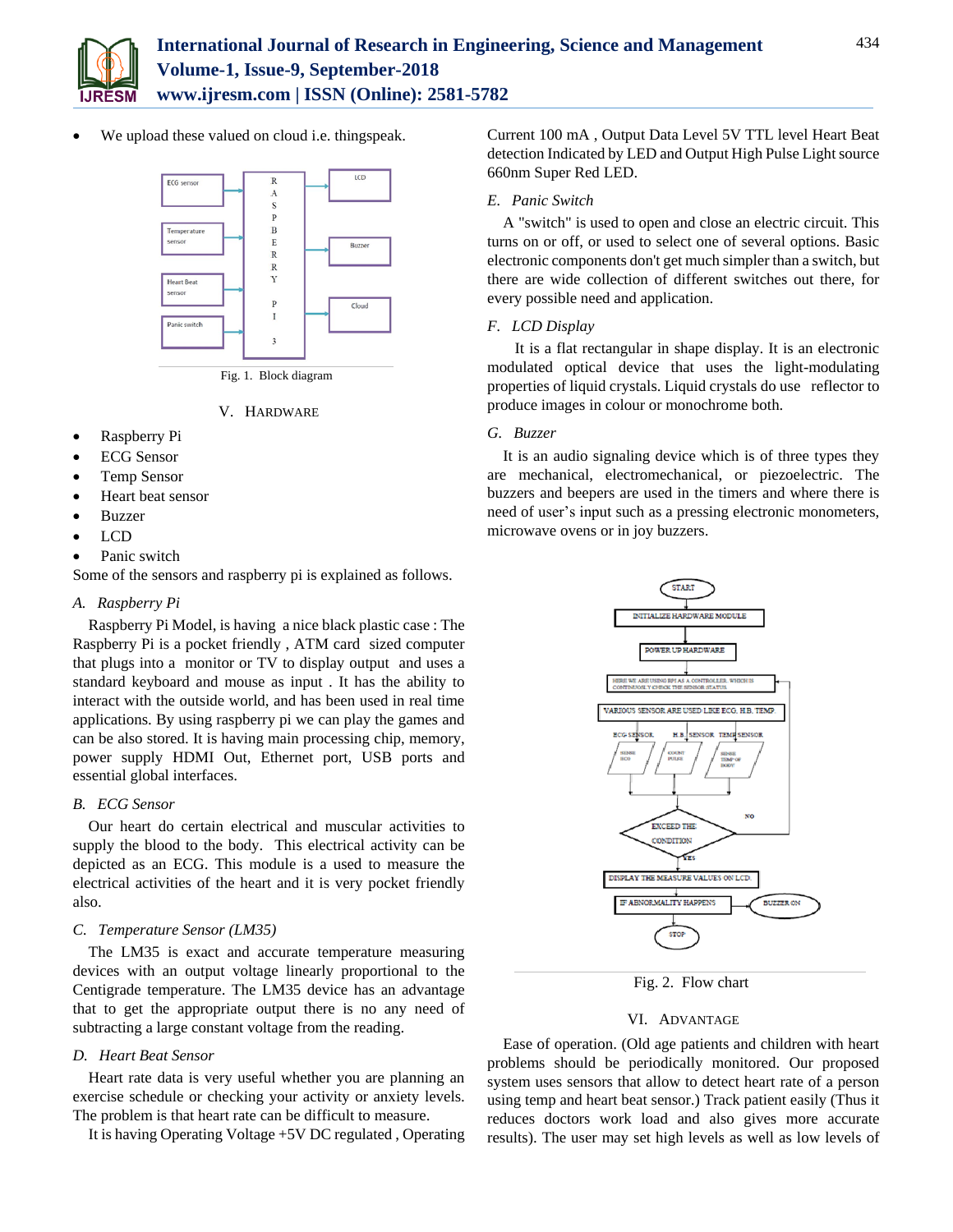- We upload these valued on cloud i.e. thingspeak.

Fig. 1. Block diagram

## V. HARDWARE

- Raspberry Pi
- ECG Sensor
- Temp Sensor
- Heart beat sensor
- Buzzer
- LCD
- Panic switch

Some of the sensors and raspberry pi is explained as follows.

### *A. Raspberry Pi*

Raspberry Pi Model, is having a nice black plastic case : The Raspberry Pi is a pocket friendly , ATM card sized computer that plugs into a monitor or TV to display output and uses a standard keyboard and mouse as input . It has the ability to interact with the outside world, and has been used in real time applications. By using raspberry pi we can play the games and can be also stored. It is having main processing chip, memory, power supply HDMI Out, Ethernet port, USB ports and essential global interfaces.

### *B. ECG Sensor*

Our heart do certain electrical and muscular activities to supply the blood to the body. This electrical activity can be depicted as an ECG. This module is a used to measure the electrical activities of the heart and it is very pocket friendly also.

### *C. Temperature Sensor (LM35)*

The LM35 is exact and accurate temperature measuring devices with an output voltage linearly proportional to the Centigrade temperature. The LM35 device has an advantage that to get the appropriate output there is no any need of subtracting a large constant voltage from the reading.

### *D. Heart Beat Sensor*

Heart rate data is very useful whether you are planning an exercise schedule or checking your activity or anxiety levels. The problem is that heart rate can be difficult to measure.

It is having Operating Voltage +5V DC regulated , Operating Current 100 mA , Output Data Level 5V TTL level Heart Beat detection Indicated by LED and Output High Pulse Light source 660nm Super Red LED.

### *E. Panic Switch*

A "switch" is used to open and close an electric circuit. This turns on or off, or used to select one of several options. Basic electronic components don't get much simpler than a switch, but there are wide collection of different switches out there, for every possible need and application.

### *F. LCD Display*

It is a flat rectangular in shape display. It is an electronic modulated optical device that uses the light-modulating properties of liquid crystals. Liquid crystals do use reflector to produce images in colour or monochrome both.

### *G. Buzzer*

It is an audio signaling device which is of three types they are mechanical, electromechanical, or piezoelectric. The buzzers and beepers are used in the timers and where there is need of user's input such as a pressing electronic monometers, microwave ovens or in joy buzzers.

Fig. 2. Flow chart

## VI. ADVANTAGE

Ease of operation. (Old age patients and children with heart problems should be periodically monitored. Our proposed system uses sensors that allow to detect heart rate of a person using temp and heart beat sensor.) Track patient easily (Thus it reduces doctors work load and also gives more accurate results). The user may set high levels as well as low levels of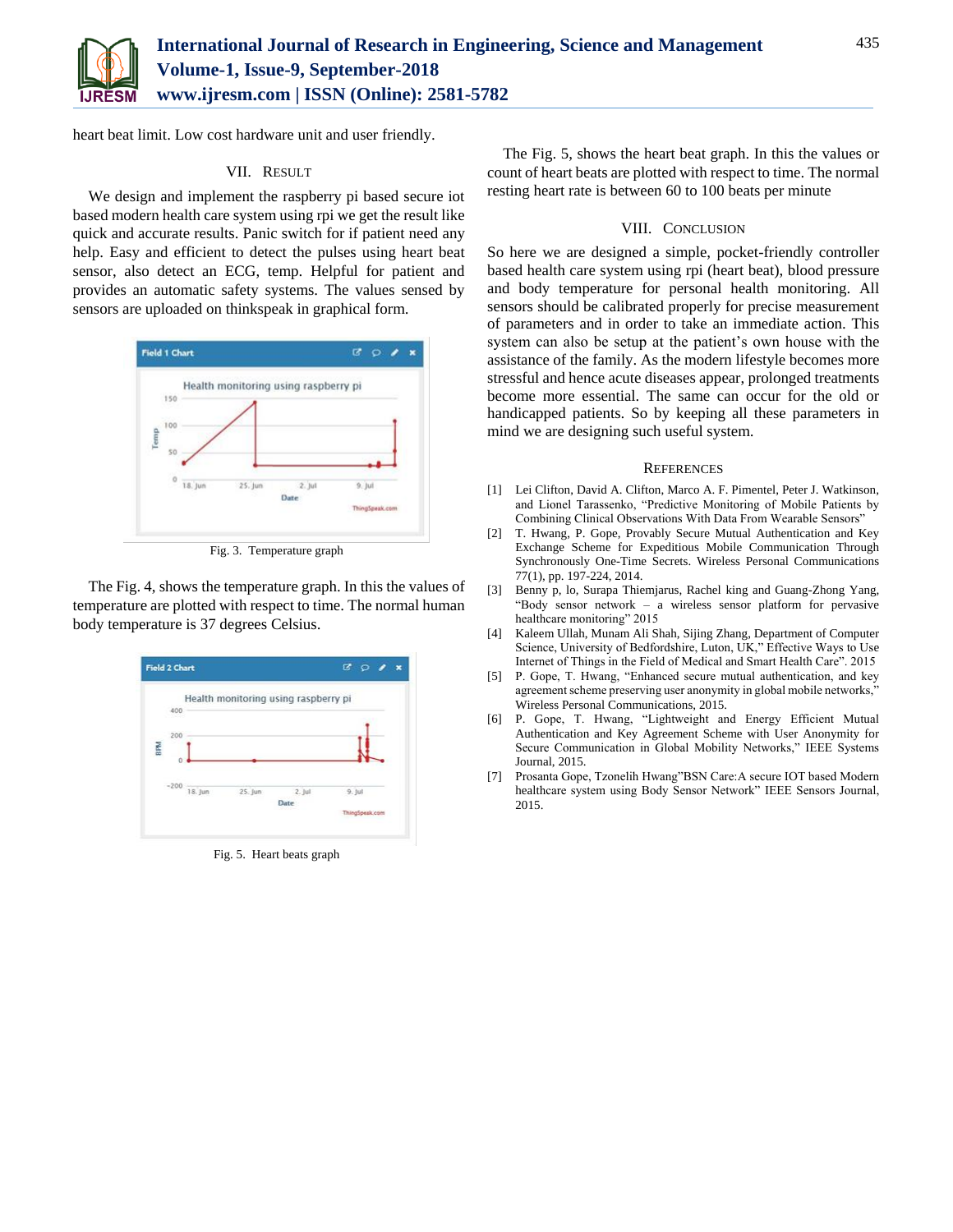heart beat limit. Low cost hardware unit and user friendly.

## VII. Result

We design and implement the raspberry pi based secure iot based modern health care system using rpi we get the result like quick and accurate results. Panic switch for if patient need any help. Easy and efficient to detect the pulses using heart beat sensor, also detect an ECG, temp. Helpful for patient and provides an automatic safety systems. The values sensed by sensors are uploaded on thinkspeak in graphical form.

Field 1 Chart

Health monitoring using raspberry pi

150
100
50
0

Temp

18. Jun
25. Jun
2. Jul
9. Jul

Date

ThingSpeak.com

Fig. 3. Temperature graph

The Fig. 4, shows the temperature graph. In this the values of temperature are plotted with respect to time. The normal human body temperature is 37 degrees Celsius.

Field 2 Chart

Health monitoring using raspberry pi

400
200
0
-200

BPM

18. Jun
25. Jun
2. Jul
9. Jul

Date

ThingSpeak.com

Fig. 5. Heart beats graph

The Fig. 5, shows the heart beat graph. In this the values or count of heart beats are plotted with respect to time. The normal resting heart rate is between 60 to 100 beats per minute

## VIII. Conclusion

So here we are designed a simple, pocket-friendly controller based health care system using rpi (heart beat), blood pressure and body temperature for personal health monitoring. All sensors should be calibrated properly for precise measurement of parameters and in order to take an immediate action. This system can also be setup at the patient's own house with the assistance of the family. As the modern lifestyle becomes more stressful and hence acute diseases appear, prolonged treatments become more essential. The same can occur for the old or handicapped patients. So by keeping all these parameters in mind we are designing such useful system.

## References

[1] Lei Clifton, David A. Clifton, Marco A. F. Pimentel, Peter J. Watkinson, and Lionel Tarassenko, "Predictive Monitoring of Mobile Patients by Combining Clinical Observations With Data From Wearable Sensors"

[2] T. Hwang, P. Gope, Provably Secure Mutual Authentication and Key Exchange Scheme for Expeditious Mobile Communication Through Synchronously One-Time Secrets. Wireless Personal Communications 77(1), pp. 197-224, 2014.

[3] Benny p, lo, Surapa Thiemjarus, Rachel king and Guang-Zhong Yang, "Body sensor network – a wireless sensor platform for pervasive healthcare monitoring" 2015

[4] Kaleem Ullah, Munam Ali Shah, Sijing Zhang, Department of Computer Science, University of Bedfordshire, Luton, UK," Effective Ways to Use Internet of Things in the Field of Medical and Smart Health Care". 2015

[5] P. Gope, T. Hwang, "Enhanced secure mutual authentication, and key agreement scheme preserving user anonymity in global mobile networks," Wireless Personal Communications, 2015.

[6] P. Gope, T. Hwang, "Lightweight and Energy Efficient Mutual Authentication and Key Agreement Scheme with User Anonymity for Secure Communication in Global Mobility Networks," IEEE Systems Journal, 2015.

[7] Prosanta Gope, Tzonelih Hwang"BSN Care:A secure IOT based Modern healthcare system using Body Sensor Network" IEEE Sensors Journal, 2015.